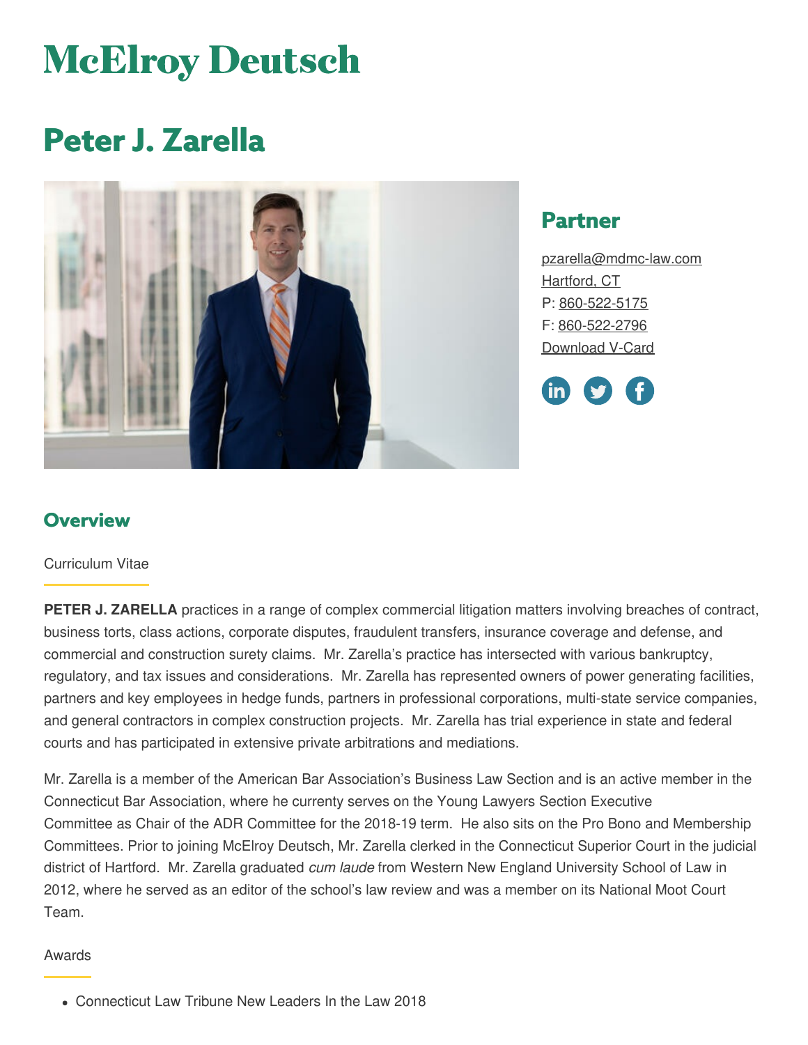# McElroy Deutsch

# Peter J. Zarella

## Partner

pzarella@mdmc-law.com
Hartford, CT
P: 860-522-5175
F: 860-522-2796
Download V-Card

## Overview

Curriculum Vitae

**PETER J. ZARELLA** practices in a range of complex commercial litigation matters involving breaches of contract, business torts, class actions, corporate disputes, fraudulent transfers, insurance coverage and defense, and commercial and construction surety claims. Mr. Zarella's practice has intersected with various bankruptcy, regulatory, and tax issues and considerations. Mr. Zarella has represented owners of power generating facilities, partners and key employees in hedge funds, partners in professional corporations, multi-state service companies, and general contractors in complex construction projects. Mr. Zarella has trial experience in state and federal courts and has participated in extensive private arbitrations and mediations.

Mr. Zarella is a member of the American Bar Association's Business Law Section and is an active member in the Connecticut Bar Association, where he curreenty serves on the Young Lawyers Section Executive Committee as Chair of the ADR Committee for the 2018-19 term. He also sits on the Pro Bono and Membership Committees. Prior to joining McElroy Deutsch, Mr. Zarella clerked in the Connecticut Superior Court in the judicial district of Hartford. Mr. Zarella graduated *cum laude* from Western New England University School of Law in 2012, where he served as an editor of the school's law review and was a member on its National Moot Court Team.

Awards

- Connecticut Law Tribune New Leaders In the Law 2018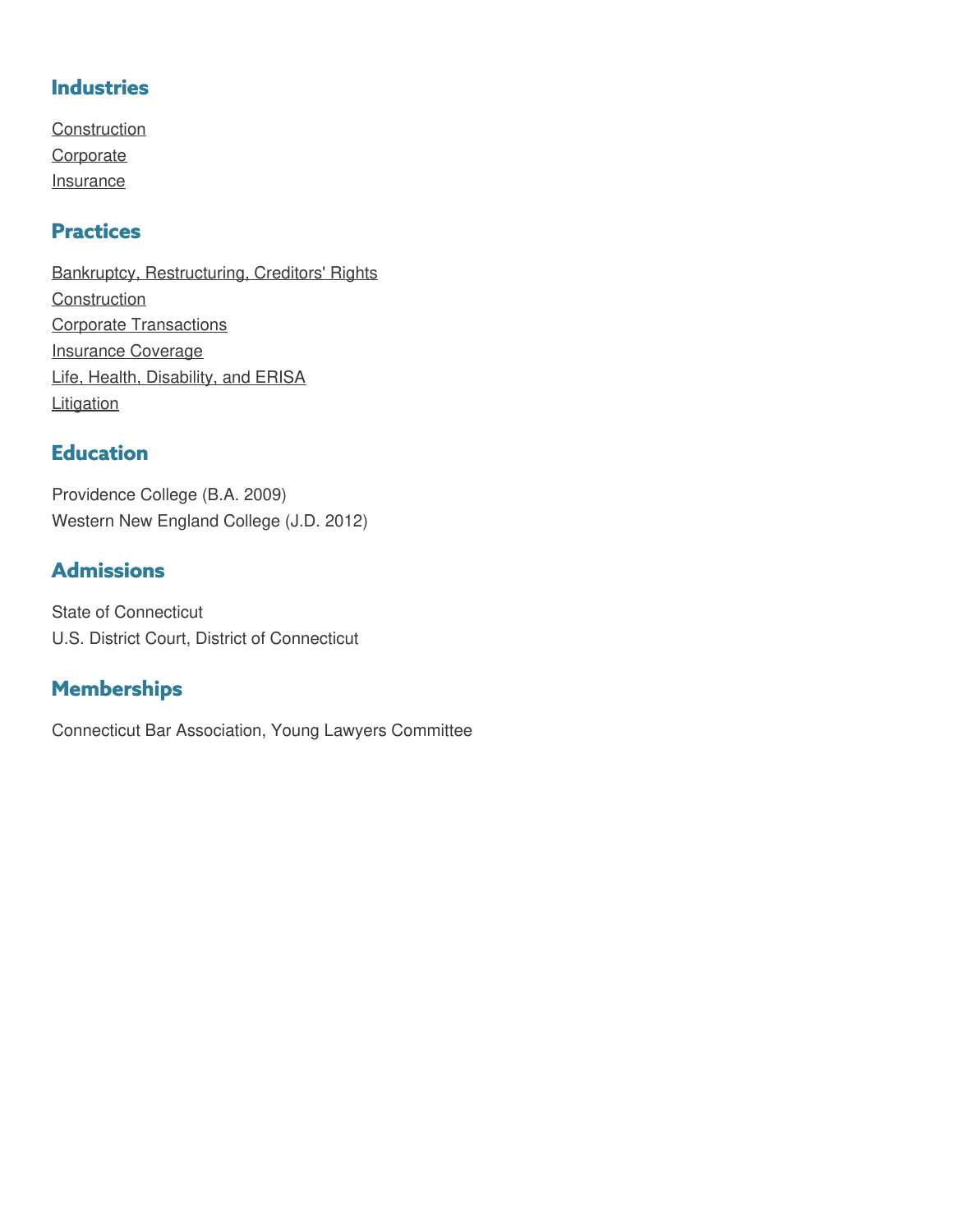## Industries

Construction
Corporate
Insurance

## Practices

Bankruptcy, Restructuring, Creditors' Rights
Construction
Corporate Transactions
Insurance Coverage
Life, Health, Disability, and ERISA
Litigation

## Education

Providence College (B.A. 2009)
Western New England College (J.D. 2012)

## Admissions

State of Connecticut
U.S. District Court, District of Connecticut

## Memberships

Connecticut Bar Association, Young Lawyers Committee